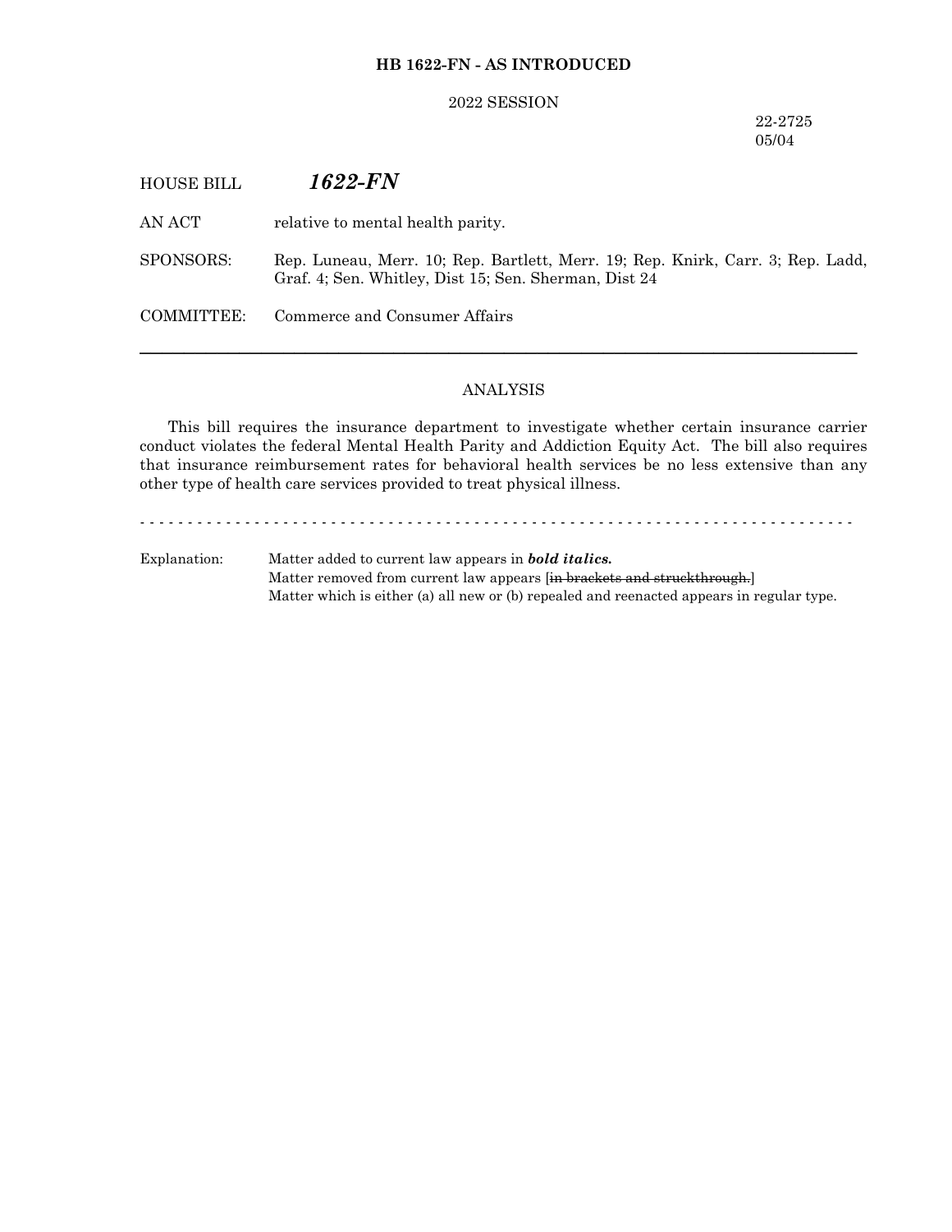**HB 1622-FN - AS INTRODUCED**

2022 SESSION

22-2725
05/04

HOUSE BILL ***1622-FN***

AN ACT relative to mental health parity.

SPONSORS: Rep. Luneau, Merr. 10; Rep. Bartlett, Merr. 19; Rep. Knirk, Carr. 3; Rep. Ladd, Graf. 4; Sen. Whitley, Dist 15; Sen. Sherman, Dist 24

COMMITTEE: Commerce and Consumer Affairs

---

ANALYSIS

This bill requires the insurance department to investigate whether certain insurance carrier conduct violates the federal Mental Health Parity and Addiction Equity Act. The bill also requires that insurance reimbursement rates for behavioral health services be no less extensive than any other type of health care services provided to treat physical illness.

- - - - - - - - - - - - - - - - - - - - - - - - - - - - - - - - - - - - - - - - - - - - - - - - - - - - - - - - - - - - - - - - - - - - - - - - - -

Explanation: Matter added to current law appears in ***bold italics.***
Matter removed from current law appears [~~in brackets and struckthrough.~~]
Matter which is either (a) all new or (b) repealed and reenacted appears in regular type.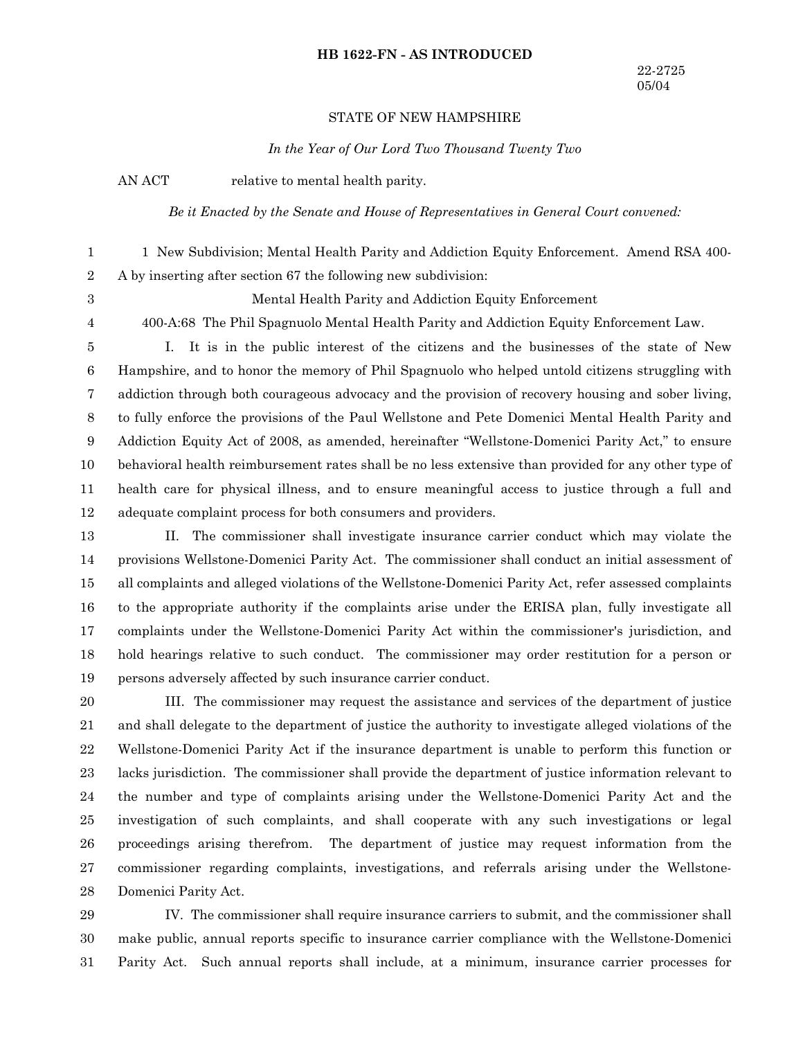**HB 1622-FN - AS INTRODUCED**

22-2725
05/04

STATE OF NEW HAMPSHIRE

*In the Year of Our Lord Two Thousand Twenty Two*

AN ACT relative to mental health parity.

*Be it Enacted by the Senate and House of Representatives in General Court convened:*

1 New Subdivision; Mental Health Parity and Addiction Equity Enforcement. Amend RSA 400-A by inserting after section 67 the following new subdivision:

Mental Health Parity and Addiction Equity Enforcement

400-A:68 The Phil Spagnuolo Mental Health Parity and Addiction Equity Enforcement Law.

I. It is in the public interest of the citizens and the businesses of the state of New Hampshire, and to honor the memory of Phil Spagnuolo who helped untold citizens struggling with addiction through both courageous advocacy and the provision of recovery housing and sober living, to fully enforce the provisions of the Paul Wellstone and Pete Domenici Mental Health Parity and Addiction Equity Act of 2008, as amended, hereinafter "Wellstone-Domenici Parity Act," to ensure behavioral health reimbursement rates shall be no less extensive than provided for any other type of health care for physical illness, and to ensure meaningful access to justice through a full and adequate complaint process for both consumers and providers.

II. The commissioner shall investigate insurance carrier conduct which may violate the provisions Wellstone-Domenici Parity Act. The commissioner shall conduct an initial assessment of all complaints and alleged violations of the Wellstone-Domenici Parity Act, refer assessed complaints to the appropriate authority if the complaints arise under the ERISA plan, fully investigate all complaints under the Wellstone-Domenici Parity Act within the commissioner's jurisdiction, and hold hearings relative to such conduct. The commissioner may order restitution for a person or persons adversely affected by such insurance carrier conduct.

III. The commissioner may request the assistance and services of the department of justice and shall delegate to the department of justice the authority to investigate alleged violations of the Wellstone-Domenici Parity Act if the insurance department is unable to perform this function or lacks jurisdiction. The commissioner shall provide the department of justice information relevant to the number and type of complaints arising under the Wellstone-Domenici Parity Act and the investigation of such complaints, and shall cooperate with any such investigations or legal proceedings arising therefrom. The department of justice may request information from the commissioner regarding complaints, investigations, and referrals arising under the Wellstone-Domenici Parity Act.

IV. The commissioner shall require insurance carriers to submit, and the commissioner shall make public, annual reports specific to insurance carrier compliance with the Wellstone-Domenici Parity Act. Such annual reports shall include, at a minimum, insurance carrier processes for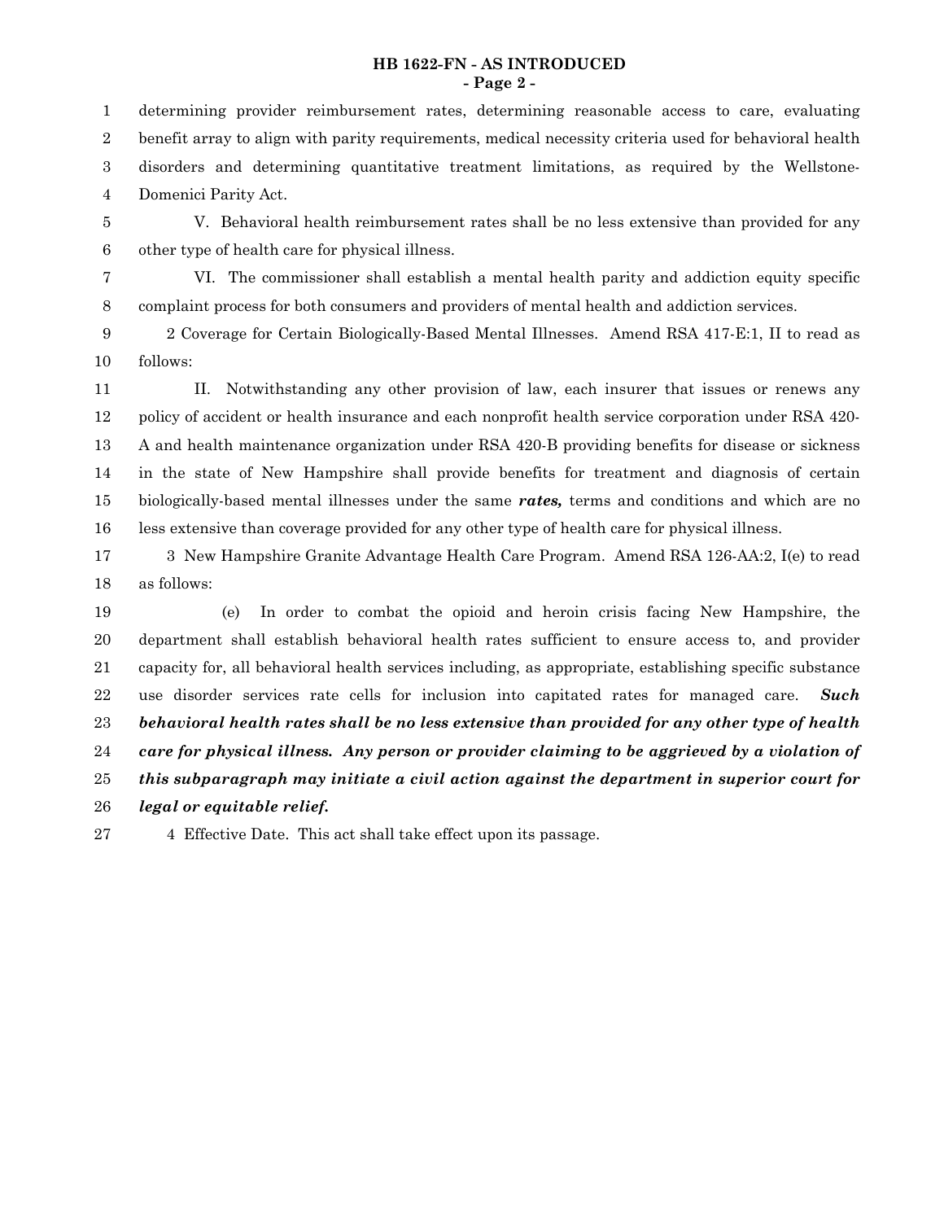determining provider reimbursement rates, determining reasonable access to care, evaluating benefit array to align with parity requirements, medical necessity criteria used for behavioral health disorders and determining quantitative treatment limitations, as required by the Wellstone-Domenici Parity Act.

V. Behavioral health reimbursement rates shall be no less extensive than provided for any other type of health care for physical illness.

VI. The commissioner shall establish a mental health parity and addiction equity specific complaint process for both consumers and providers of mental health and addiction services.

2 Coverage for Certain Biologically-Based Mental Illnesses. Amend RSA 417-E:1, II to read as follows:

II. Notwithstanding any other provision of law, each insurer that issues or renews any policy of accident or health insurance and each nonprofit health service corporation under RSA 420-A and health maintenance organization under RSA 420-B providing benefits for disease or sickness in the state of New Hampshire shall provide benefits for treatment and diagnosis of certain biologically-based mental illnesses under the same ***rates,*** terms and conditions and which are no less extensive than coverage provided for any other type of health care for physical illness.

3 New Hampshire Granite Advantage Health Care Program. Amend RSA 126-AA:2, I(e) to read as follows:

(e) In order to combat the opioid and heroin crisis facing New Hampshire, the department shall establish behavioral health rates sufficient to ensure access to, and provider capacity for, all behavioral health services including, as appropriate, establishing specific substance use disorder services rate cells for inclusion into capitated rates for managed care. ***Such behavioral health rates shall be no less extensive than provided for any other type of health care for physical illness. Any person or provider claiming to be aggrieved by a violation of this subparagraph may initiate a civil action against the department in superior court for legal or equitable relief.***

4 Effective Date. This act shall take effect upon its passage.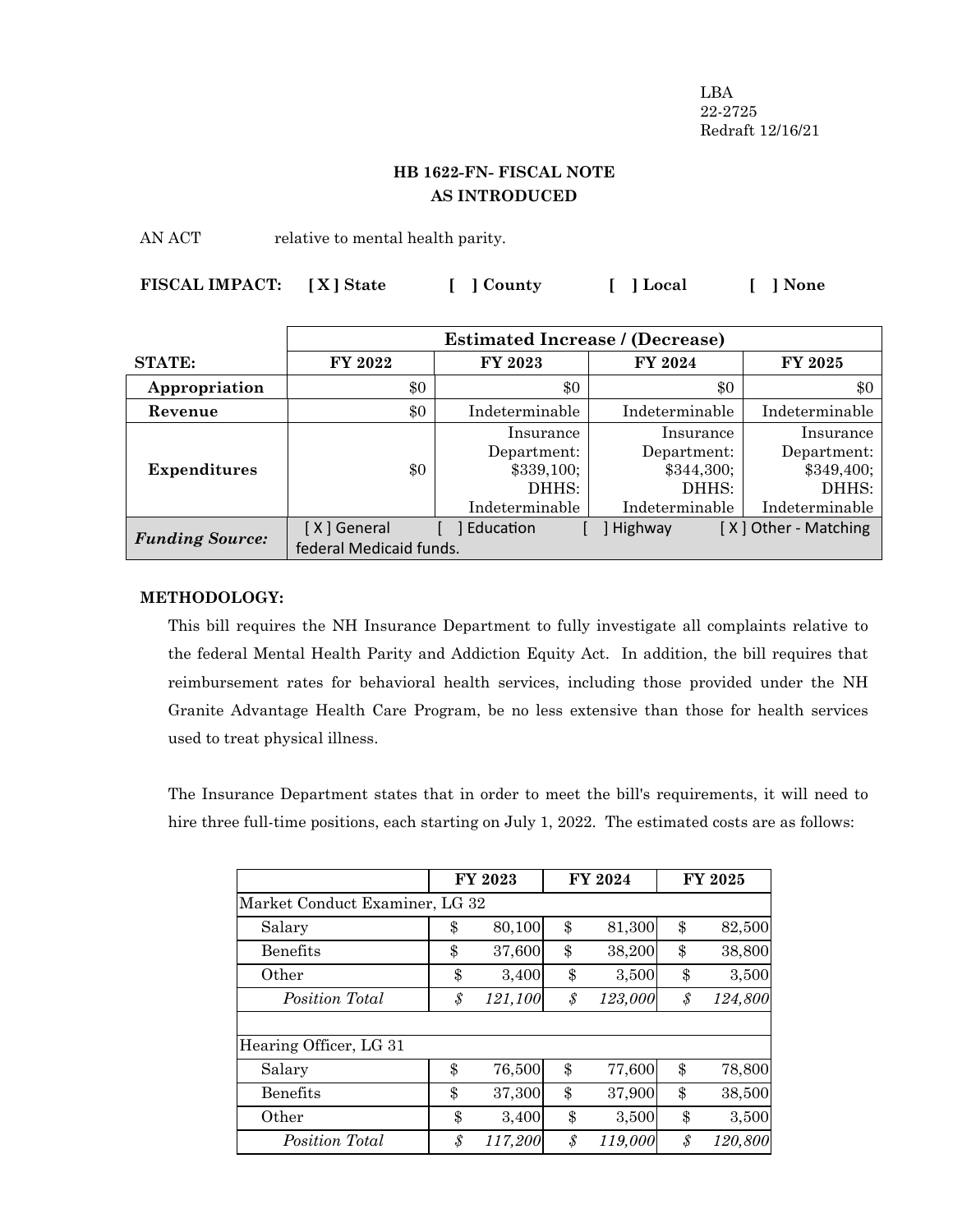LBA
22-2725
Redraft 12/16/21

## HB 1622-FN- FISCAL NOTE
## AS INTRODUCED

AN ACT relative to mental health parity.

**FISCAL IMPACT:** **[ X ] State** **[ ] County** **[ ] Local** **[ ] None**

| | Estimated Increase / (Decrease) | | | |
|---|---|---|---|---|
| **STATE:** | **FY 2022** | **FY 2023** | **FY 2024** | **FY 2025** |
| **Appropriation** | $0 | $0 | $0 | $0 |
| **Revenue** | $0 | Indeterminable | Indeterminable | Indeterminable |
| **Expenditures** | $0 | Insurance Department: $339,100; DHHS: Indeterminable | Insurance Department: $344,300; DHHS: Indeterminable | Insurance Department: $349,400; DHHS: Indeterminable |
| ***Funding Source:*** | [ X ] General [ ] Education [ ] Highway [ X ] Other - Matching federal Medicaid funds. | | | |

**METHODOLOGY:**

This bill requires the NH Insurance Department to fully investigate all complaints relative to the federal Mental Health Parity and Addiction Equity Act. In addition, the bill requires that reimbursement rates for behavioral health services, including those provided under the NH Granite Advantage Health Care Program, be no less extensive than those for health services used to treat physical illness.

The Insurance Department states that in order to meet the bill's requirements, it will need to hire three full-time positions, each starting on July 1, 2022. The estimated costs are as follows:

| | FY 2023 | FY 2024 | FY 2025 |
|---|---|---|---|
| Market Conduct Examiner, LG 32 | | | |
| Salary | $ 80,100 | $ 81,300 | $ 82,500 |
| Benefits | $ 37,600 | $ 38,200 | $ 38,800 |
| Other | $ 3,400 | $ 3,500 | $ 3,500 |
| *Position Total* | *$ 121,100* | *$ 123,000* | *$ 124,800* |
| | | | |
| Hearing Officer, LG 31 | | | |
| Salary | $ 76,500 | $ 77,600 | $ 78,800 |
| Benefits | $ 37,300 | $ 37,900 | $ 38,500 |
| Other | $ 3,400 | $ 3,500 | $ 3,500 |
| *Position Total* | *$ 117,200* | *$ 119,000* | *$ 120,800* |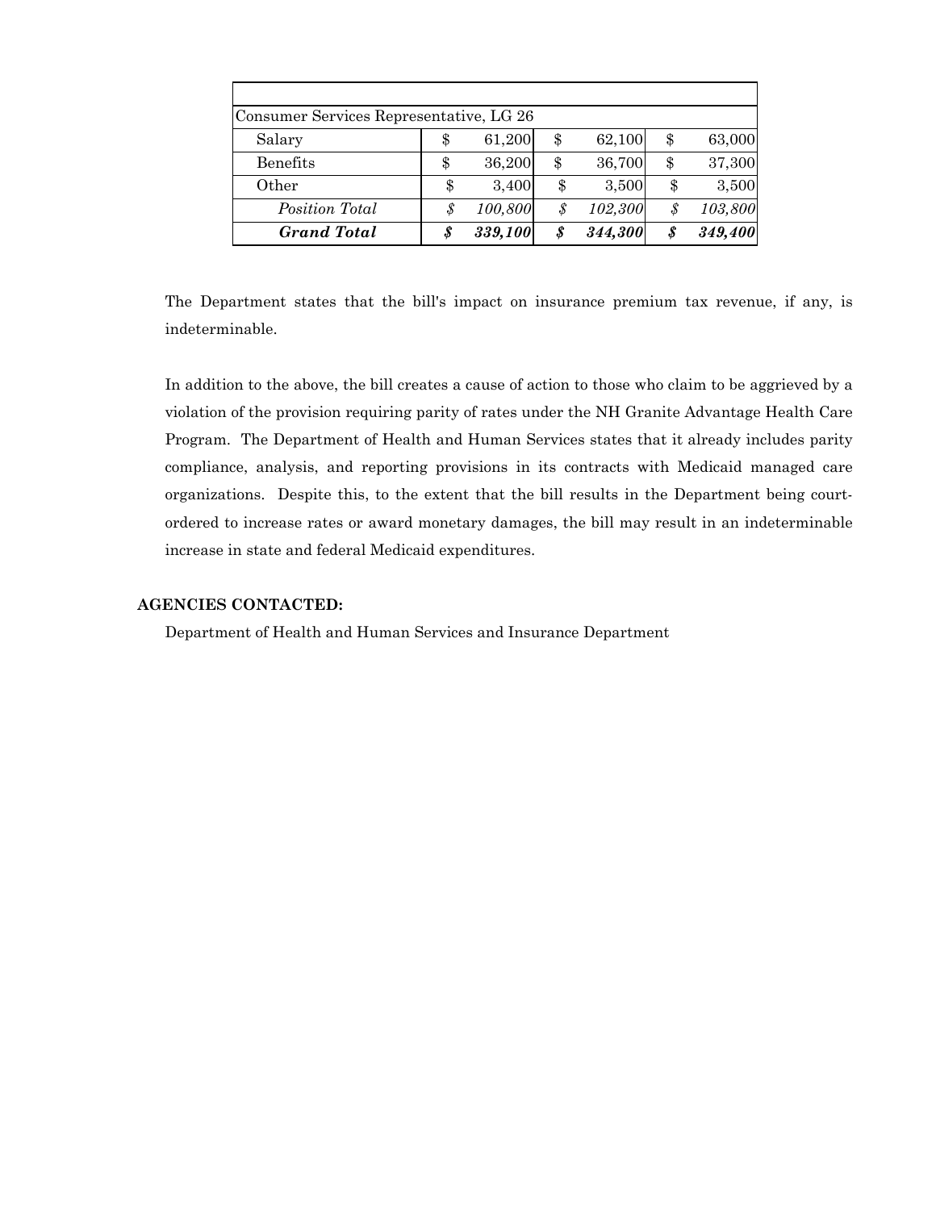| | | | |
|---|---|---|---|
| Consumer Services Representative, LG 26 | | | |
| Salary | $ 61,200 | $ 62,100 | $ 63,000 |
| Benefits | $ 36,200 | $ 36,700 | $ 37,300 |
| Other | $ 3,400 | $ 3,500 | $ 3,500 |
| *Position Total* | *$ 100,800* | *$ 102,300* | *$ 103,800* |
| ***Grand Total*** | ***$ 339,100*** | ***$ 344,300*** | ***$ 349,400*** |

The Department states that the bill's impact on insurance premium tax revenue, if any, is indeterminable.

In addition to the above, the bill creates a cause of action to those who claim to be aggrieved by a violation of the provision requiring parity of rates under the NH Granite Advantage Health Care Program. The Department of Health and Human Services states that it already includes parity compliance, analysis, and reporting provisions in its contracts with Medicaid managed care organizations. Despite this, to the extent that the bill results in the Department being court-ordered to increase rates or award monetary damages, the bill may result in an indeterminable increase in state and federal Medicaid expenditures.

**AGENCIES CONTACTED:**

Department of Health and Human Services and Insurance Department